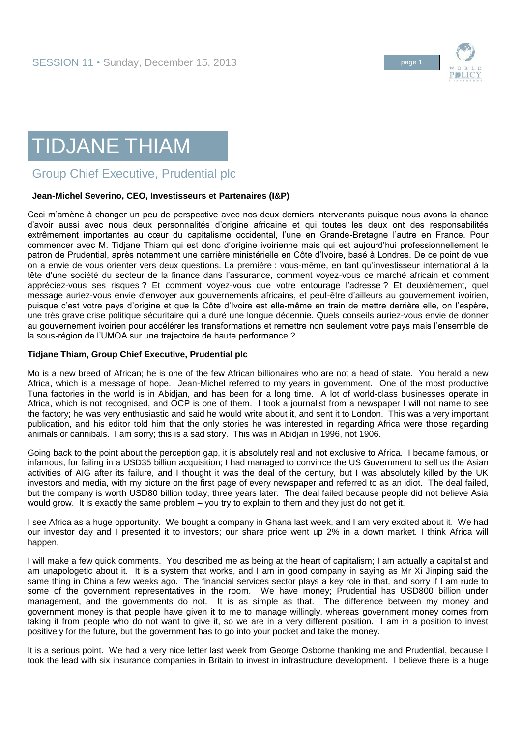# TIDJANE THIAM

## Group Chief Executive, Prudential plc

**Jean-Michel Severino, CEO, Investisseurs et Partenaires (I&P)**

Ceci m'amène à changer un peu de perspective avec nos deux derniers intervenants puisque nous avons la chance d'avoir aussi avec nous deux personnalités d'origine africaine et qui toutes les deux ont des responsabilités extrêmement importantes au cœur du capitalisme occidental, l'une en Grande-Bretagne l'autre en France. Pour commencer avec M. Tidjane Thiam qui est donc d'origine ivoirienne mais qui est aujourd'hui professionnellement le patron de Prudential, après notamment une carrière ministérielle en Côte d'Ivoire, basé à Londres. De ce point de vue on a envie de vous orienter vers deux questions. La première : vous-même, en tant qu'investisseur international à la tête d'une société du secteur de la finance dans l'assurance, comment voyez-vous ce marché africain et comment appréciez-vous ses risques ? Et comment voyez-vous que votre entourage l'adresse ? Et deuxièmement, quel message auriez-vous envie d'envoyer aux gouvernements africains, et peut-être d'ailleurs au gouvernement ivoirien, puisque c'est votre pays d'origine et que la Côte d'Ivoire est elle-même en train de mettre derrière elle, on l'espère, une très grave crise politique sécuritaire qui a duré une longue décennie. Quels conseils auriez-vous envie de donner au gouvernement ivoirien pour accélérer les transformations et remettre non seulement votre pays mais l'ensemble de la sous-région de l'UMOA sur une trajectoire de haute performance ?

**Tidjane Thiam, Group Chief Executive, Prudential plc**

Mo is a new breed of African; he is one of the few African billionaires who are not a head of state. You herald a new Africa, which is a message of hope. Jean-Michel referred to my years in government. One of the most productive Tuna factories in the world is in Abidjan, and has been for a long time. A lot of world-class businesses operate in Africa, which is not recognised, and OCP is one of them. I took a journalist from a newspaper I will not name to see the factory; he was very enthusiastic and said he would write about it, and sent it to London. This was a very important publication, and his editor told him that the only stories he was interested in regarding Africa were those regarding animals or cannibals. I am sorry; this is a sad story. This was in Abidjan in 1996, not 1906.

Going back to the point about the perception gap, it is absolutely real and not exclusive to Africa. I became famous, or infamous, for failing in a USD35 billion acquisition; I had managed to convince the US Government to sell us the Asian activities of AIG after its failure, and I thought it was the deal of the century, but I was absolutely killed by the UK investors and media, with my picture on the first page of every newspaper and referred to as an idiot. The deal failed, but the company is worth USD80 billion today, three years later. The deal failed because people did not believe Asia would grow. It is exactly the same problem – you try to explain to them and they just do not get it.

I see Africa as a huge opportunity. We bought a company in Ghana last week, and I am very excited about it. We had our investor day and I presented it to investors; our share price went up 2% in a down market. I think Africa will happen.

I will make a few quick comments. You described me as being at the heart of capitalism; I am actually a capitalist and am unapologetic about it. It is a system that works, and I am in good company in saying as Mr Xi Jinping said the same thing in China a few weeks ago. The financial services sector plays a key role in that, and sorry if I am rude to some of the government representatives in the room. We have money; Prudential has USD800 billion under management, and the governments do not. It is as simple as that. The difference between my money and government money is that people have given it to me to manage willingly, whereas government money comes from taking it from people who do not want to give it, so we are in a very different position. I am in a position to invest positively for the future, but the government has to go into your pocket and take the money.

It is a serious point. We had a very nice letter last week from George Osborne thanking me and Prudential, because I took the lead with six insurance companies in Britain to invest in infrastructure development. I believe there is a huge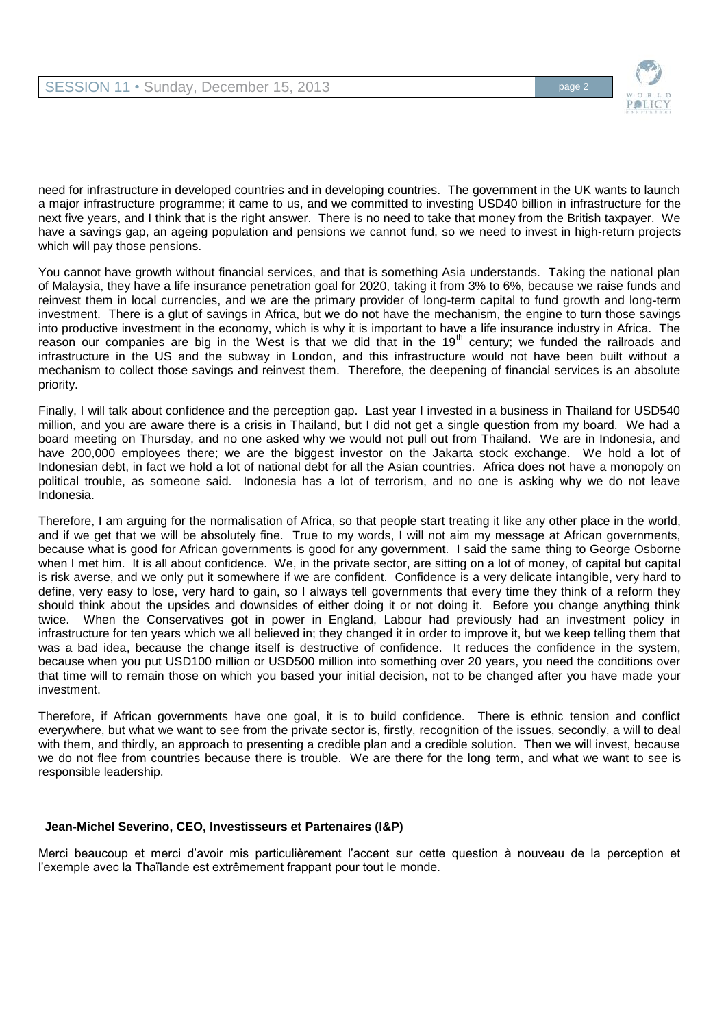need for infrastructure in developed countries and in developing countries. The government in the UK wants to launch a major infrastructure programme; it came to us, and we committed to investing USD40 billion in infrastructure for the next five years, and I think that is the right answer. There is no need to take that money from the British taxpayer. We have a savings gap, an ageing population and pensions we cannot fund, so we need to invest in high-return projects which will pay those pensions.

You cannot have growth without financial services, and that is something Asia understands. Taking the national plan of Malaysia, they have a life insurance penetration goal for 2020, taking it from 3% to 6%, because we raise funds and reinvest them in local currencies, and we are the primary provider of long-term capital to fund growth and long-term investment. There is a glut of savings in Africa, but we do not have the mechanism, the engine to turn those savings into productive investment in the economy, which is why it is important to have a life insurance industry in Africa. The reason our companies are big in the West is that we did that in the 19th century; we funded the railroads and infrastructure in the US and the subway in London, and this infrastructure would not have been built without a mechanism to collect those savings and reinvest them. Therefore, the deepening of financial services is an absolute priority.

Finally, I will talk about confidence and the perception gap. Last year I invested in a business in Thailand for USD540 million, and you are aware there is a crisis in Thailand, but I did not get a single question from my board. We had a board meeting on Thursday, and no one asked why we would not pull out from Thailand. We are in Indonesia, and have 200,000 employees there; we are the biggest investor on the Jakarta stock exchange. We hold a lot of Indonesian debt, in fact we hold a lot of national debt for all the Asian countries. Africa does not have a monopoly on political trouble, as someone said. Indonesia has a lot of terrorism, and no one is asking why we do not leave Indonesia.

Therefore, I am arguing for the normalisation of Africa, so that people start treating it like any other place in the world, and if we get that we will be absolutely fine. True to my words, I will not aim my message at African governments, because what is good for African governments is good for any government. I said the same thing to George Osborne when I met him. It is all about confidence. We, in the private sector, are sitting on a lot of money, of capital but capital is risk averse, and we only put it somewhere if we are confident. Confidence is a very delicate intangible, very hard to define, very easy to lose, very hard to gain, so I always tell governments that every time they think of a reform they should think about the upsides and downsides of either doing it or not doing it. Before you change anything think twice. When the Conservatives got in power in England, Labour had previously had an investment policy in infrastructure for ten years which we all believed in; they changed it in order to improve it, but we keep telling them that was a bad idea, because the change itself is destructive of confidence. It reduces the confidence in the system, because when you put USD100 million or USD500 million into something over 20 years, you need the conditions over that time will to remain those on which you based your initial decision, not to be changed after you have made your investment.

Therefore, if African governments have one goal, it is to build confidence. There is ethnic tension and conflict everywhere, but what we want to see from the private sector is, firstly, recognition of the issues, secondly, a will to deal with them, and thirdly, an approach to presenting a credible plan and a credible solution. Then we will invest, because we do not flee from countries because there is trouble. We are there for the long term, and what we want to see is responsible leadership.

**Jean-Michel Severino, CEO, Investisseurs et Partenaires (I&P)**

Merci beaucoup et merci d'avoir mis particulièrement l'accent sur cette question à nouveau de la perception et l'exemple avec la Thaïlande est extrêmement frappant pour tout le monde.